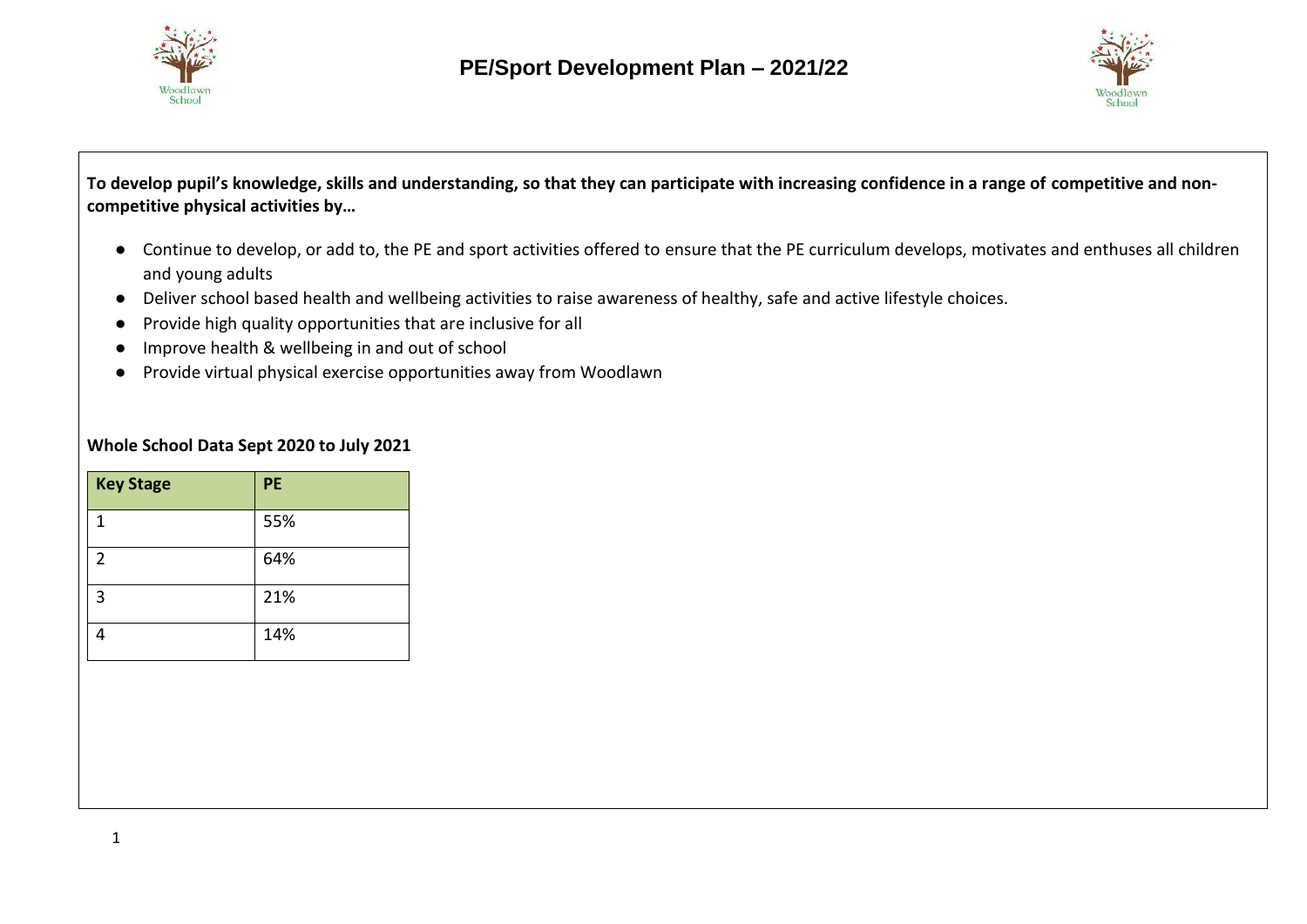# PE/Sport Development Plan – 2021/22

**To develop pupil's knowledge, skills and understanding, so that they can participate with increasing confidence in a range of competitive and non-competitive physical activities by…**

- Continue to develop, or add to, the PE and sport activities offered to ensure that the PE curriculum develops, motivates and enthuses all children and young adults
- Deliver school based health and wellbeing activities to raise awareness of healthy, safe and active lifestyle choices.
- Provide high quality opportunities that are inclusive for all
- Improve health & wellbeing in and out of school
- Provide virtual physical exercise opportunities away from Woodlawn

**Whole School Data Sept 2020 to July 2021**

| Key Stage | PE |
|---|---|
| 1 | 55% |
| 2 | 64% |
| 3 | 21% |
| 4 | 14% |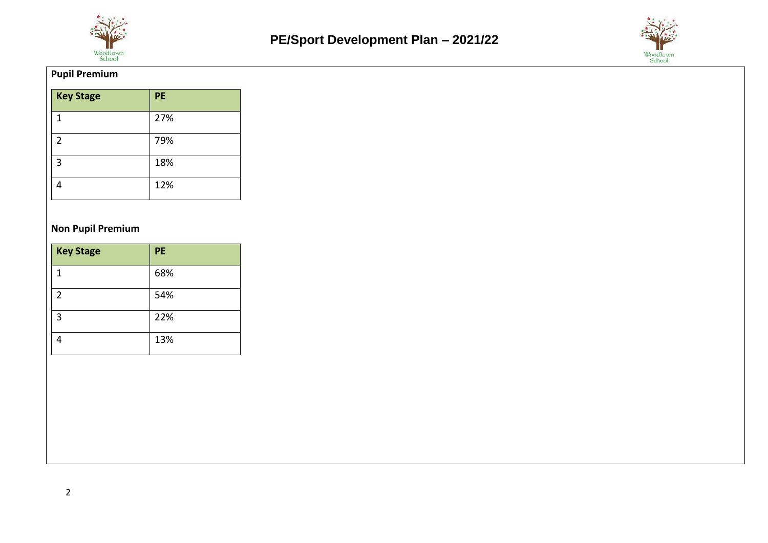**Pupil Premium**

| Key Stage | PE |
|---|---|
| 1 | 27% |
| 2 | 79% |
| 3 | 18% |
| 4 | 12% |

**Non Pupil Premium**

| Key Stage | PE |
|---|---|
| 1 | 68% |
| 2 | 54% |
| 3 | 22% |
| 4 | 13% |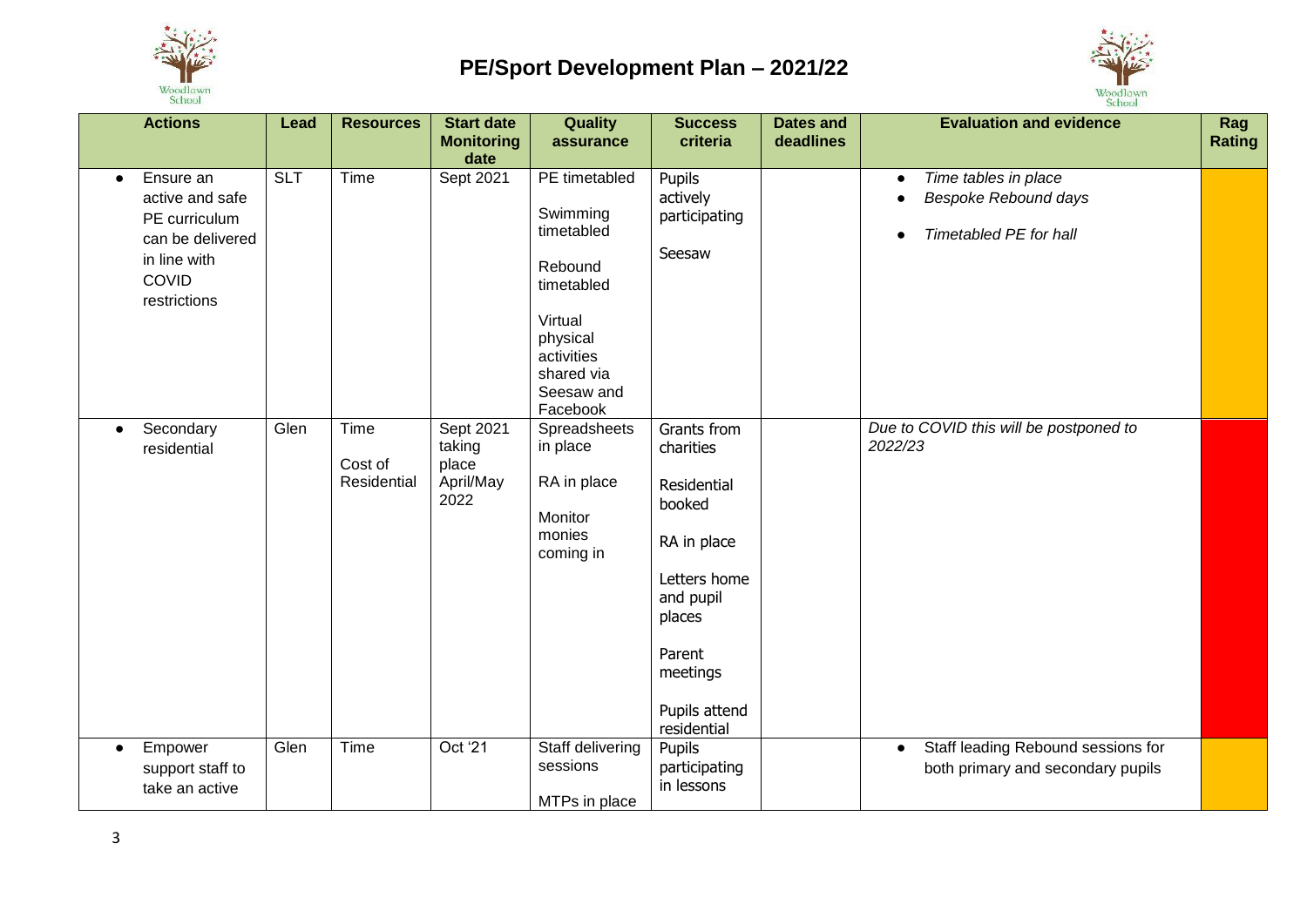# PE/Sport Development Plan – 2021/22

| Actions | Lead | Resources | Start date Monitoring date | Quality assurance | Success criteria | Dates and deadlines | Evaluation and evidence | Rag Rating |
|---|---|---|---|---|---|---|---|---|
| • Ensure an active and safe PE curriculum can be delivered in line with COVID restrictions | SLT | Time | Sept 2021 | PE timetabled<br><br>Swimming timetabled<br><br>Rebound timetabled<br><br>Virtual physical activities shared via Seesaw and Facebook | Pupils actively participating<br><br>Seesaw | | • *Time tables in place*<br>• *Bespoke Rebound days*<br>• *Timetabled PE for hall* | |
| • Secondary residential | Glen | Time<br><br>Cost of Residential | Sept 2021 taking place April/May 2022 | Spreadsheets in place<br><br>RA in place<br><br>Monitor monies coming in | Grants from charities<br><br>Residential booked<br><br>RA in place<br><br>Letters home and pupil places<br><br>Parent meetings<br><br>Pupils attend residential | | *Due to COVID this will be postponed to 2022/23* | |
| • Empower support staff to take an active | Glen | Time | Oct '21 | Staff delivering sessions<br><br>MTPs in place | Pupils participating in lessons | | • Staff leading Rebound sessions for both primary and secondary pupils | |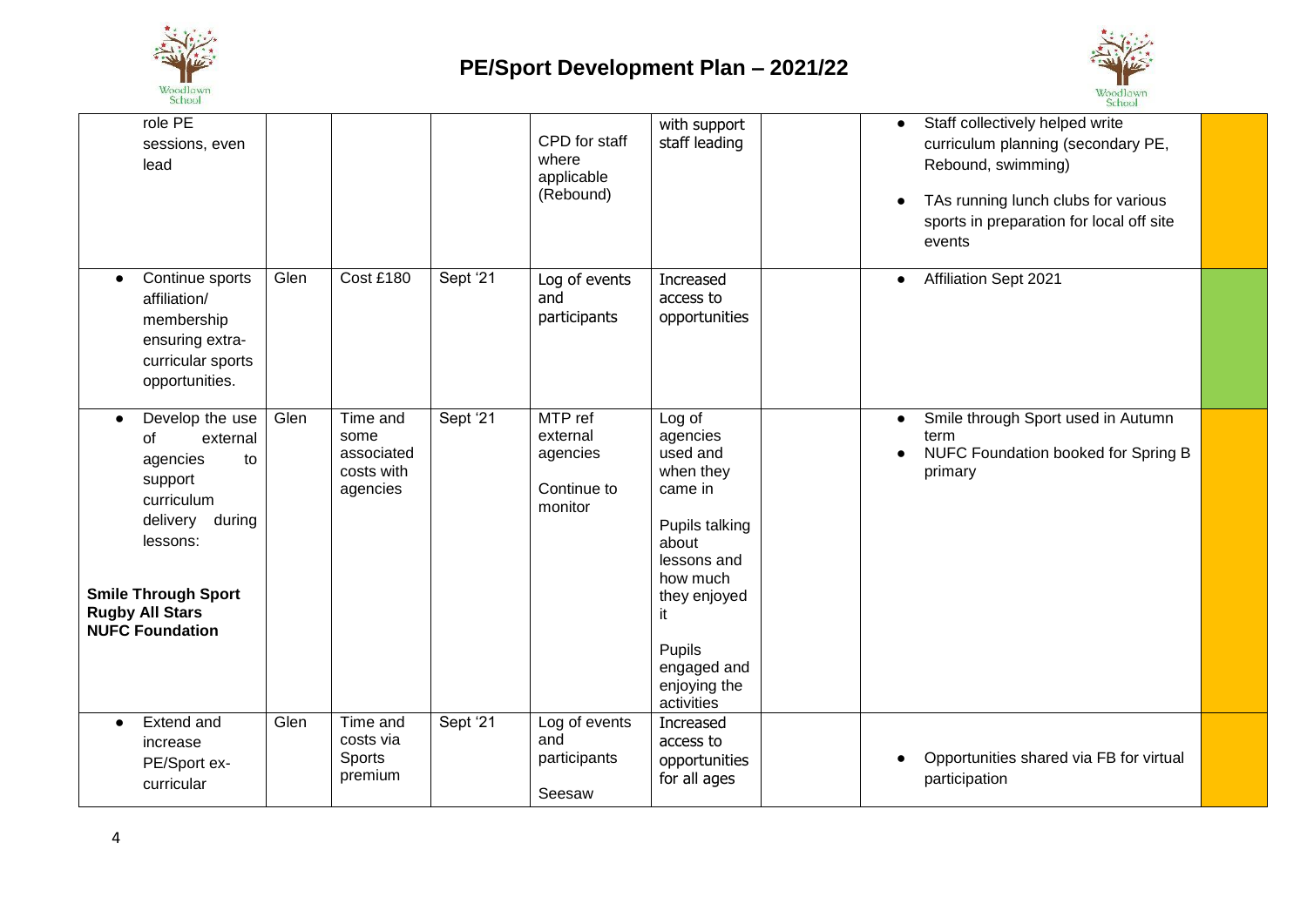# PE/Sport Development Plan – 2021/22

| | | | | | | | | |
|---|---|---|---|---|---|---|---|---|
| role PE sessions, even lead | | | | CPD for staff where applicable (Rebound) | with support staff leading | | • Staff collectively helped write curriculum planning (secondary PE, Rebound, swimming)<br>• TAs running lunch clubs for various sports in preparation for local off site events | |
| • Continue sports affiliation/ membership ensuring extra-curricular sports opportunities. | Glen | Cost £180 | Sept '21 | Log of events and participants | Increased access to opportunities | | • Affiliation Sept 2021 | |
| • Develop the use of external agencies to support curriculum delivery during lessons:<br><br>**Smile Through Sport**<br>**Rugby All Stars**<br>**NUFC Foundation** | Glen | Time and some associated costs with agencies | Sept '21 | MTP ref external agencies<br><br>Continue to monitor | Log of agencies used and when they came in<br><br>Pupils talking about lessons and how much they enjoyed it<br><br>Pupils engaged and enjoying the activities | | • Smile through Sport used in Autumn term<br>• NUFC Foundation booked for Spring B primary | |
| • Extend and increase PE/Sport ex-curricular | Glen | Time and costs via Sports premium | Sept '21 | Log of events and participants<br><br>Seesaw | Increased access to opportunities for all ages | | • Opportunities shared via FB for virtual participation | |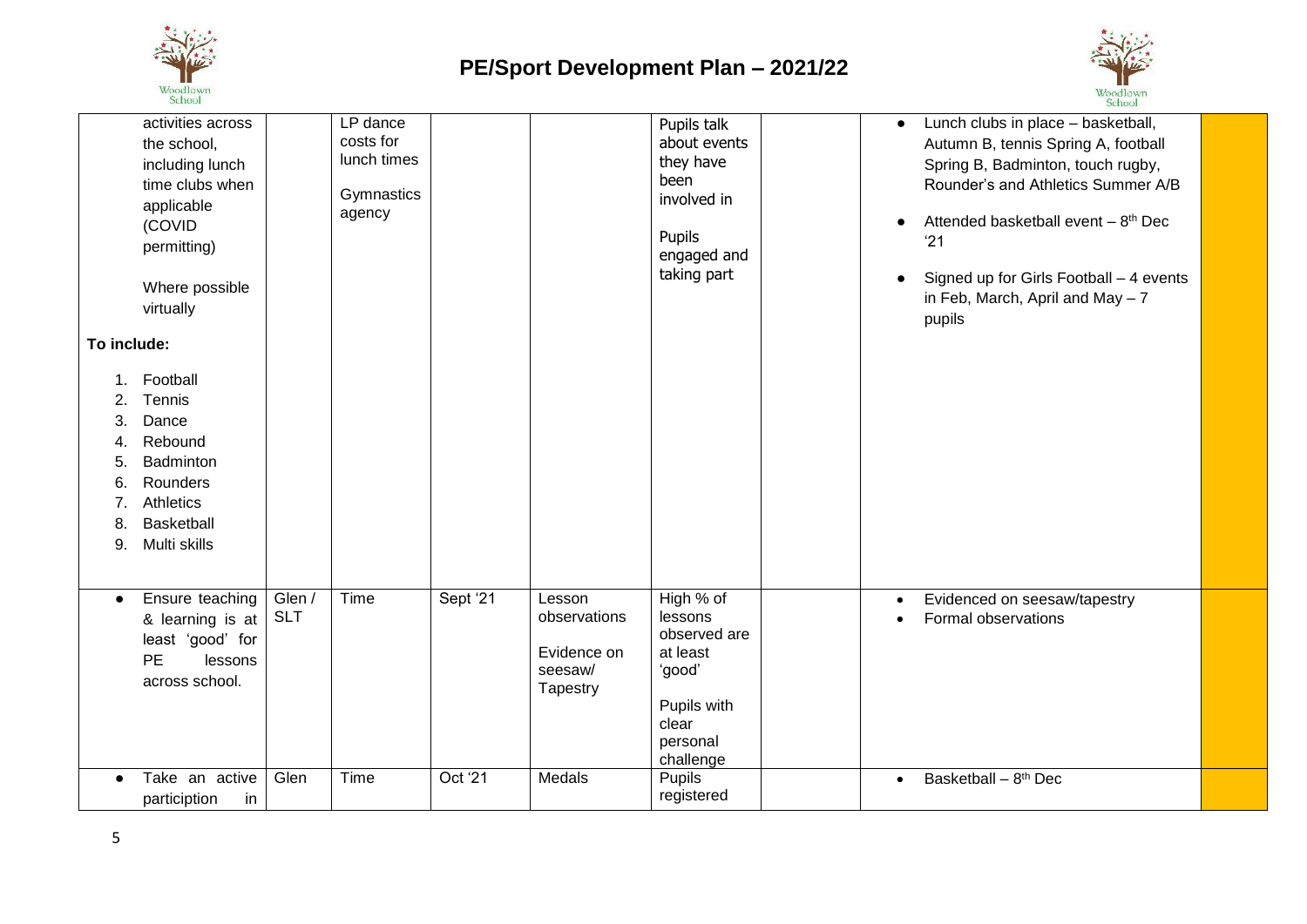# PE/Sport Development Plan – 2021/22

| | | | | | | | | |
|---|---|---|---|---|---|---|---|---|
| activities across the school, including lunch time clubs when applicable (COVID permitting)<br><br>Where possible virtually<br><br>**To include:**<br><br>1. Football<br>2. Tennis<br>3. Dance<br>4. Rebound<br>5. Badminton<br>6. Rounders<br>7. Athletics<br>8. Basketball<br>9. Multi skills | | LP dance costs for lunch times<br><br>Gymnastics agency | | | Pupils talk about events they have been involved in<br><br>Pupils engaged and taking part | | • Lunch clubs in place – basketball, Autumn B, tennis Spring A, football Spring B, Badminton, touch rugby, Rounder's and Athletics Summer A/B<br><br>• Attended basketball event – 8th Dec '21<br><br>• Signed up for Girls Football – 4 events in Feb, March, April and May – 7 pupils | |
| • Ensure teaching & learning is at least 'good' for PE lessons across school. | Glen / SLT | Time | Sept '21 | Lesson observations<br><br>Evidence on seesaw/ Tapestry | High % of lessons observed are at least 'good'<br><br>Pupils with clear personal challenge | | • Evidenced on seesaw/tapestry<br>• Formal observations | |
| • Take an active participation in | Glen | Time | Oct '21 | Medals | Pupils registered | | • Basketball – 8th Dec | |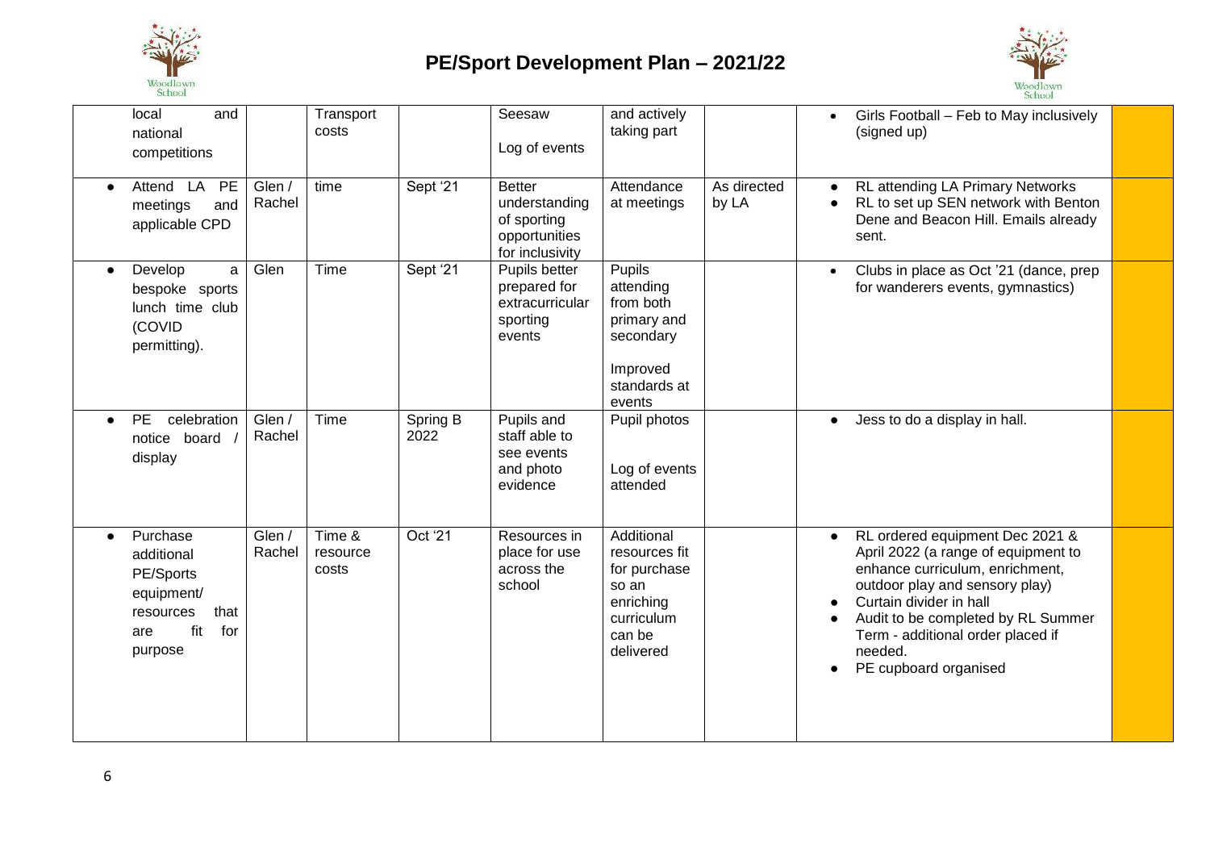# PE/Sport Development Plan – 2021/22

| | | | | | | | | |
|---|---|---|---|---|---|---|---|---|
| local and national competitions | | Transport costs | | Seesaw<br><br>Log of events | and actively taking part | | • Girls Football – Feb to May inclusively (signed up) | |
| • Attend LA PE meetings and applicable CPD | Glen / Rachel | time | Sept '21 | Better understanding of sporting opportunities for inclusivity | Attendance at meetings | As directed by LA | • RL attending LA Primary Networks<br>• RL to set up SEN network with Benton Dene and Beacon Hill. Emails already sent. | |
| • Develop a bespoke sports lunch time club (COVID permitting). | Glen | Time | Sept '21 | Pupils better prepared for extracurricular sporting events | Pupils attending from both primary and secondary<br><br>Improved standards at events | | • Clubs in place as Oct '21 (dance, prep for wanderers events, gymnastics) | |
| • PE celebration notice board / display | Glen / Rachel | Time | Spring B 2022 | Pupils and staff able to see events and photo evidence | Pupil photos<br><br>Log of events attended | | • Jess to do a display in hall. | |
| • Purchase additional PE/Sports equipment/ resources that are fit for purpose | Glen / Rachel | Time & resource costs | Oct '21 | Resources in place for use across the school | Additional resources fit for purchase so an enriching curriculum can be delivered | | • RL ordered equipment Dec 2021 & April 2022 (a range of equipment to enhance curriculum, enrichment, outdoor play and sensory play)<br>• Curtain divider in hall<br>• Audit to be completed by RL Summer Term - additional order placed if needed.<br>• PE cupboard organised | |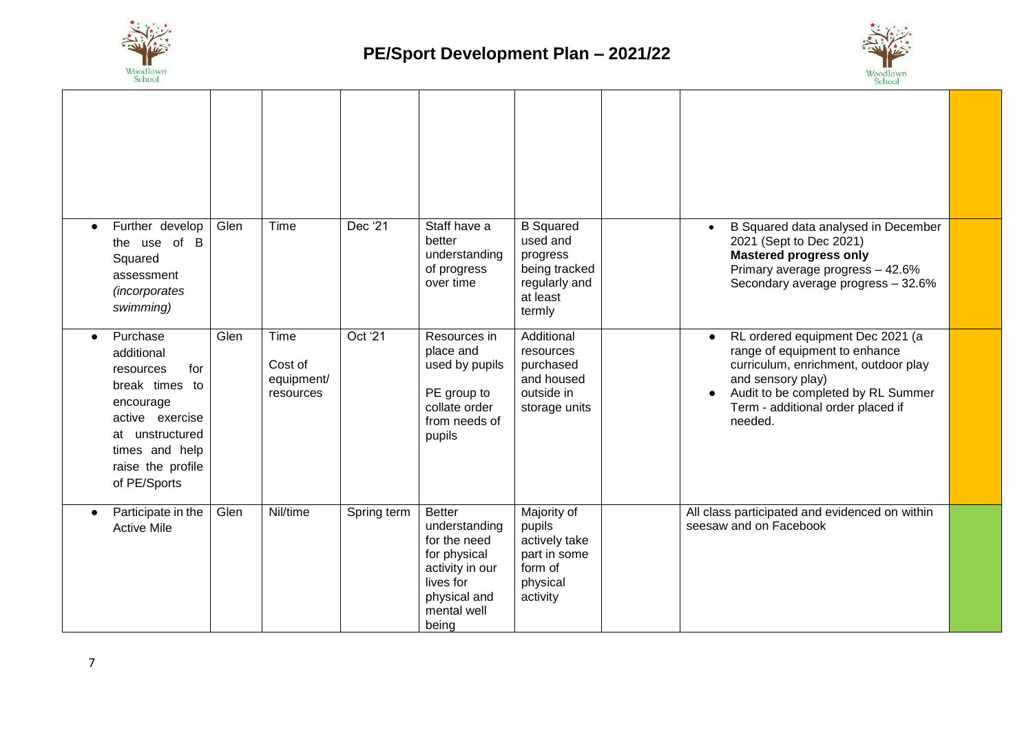# PE/Sport Development Plan – 2021/22

| | | | | | | | | |
|---|---|---|---|---|---|---|---|---|
| | | | | | | | | |
| • Further develop the use of B Squared assessment *(incorporates swimming)* | Glen | Time | Dec '21 | Staff have a better understanding of progress over time | B Squared used and progress being tracked regularly and at least termly | | • B Squared data analysed in December 2021 (Sept to Dec 2021)<br>**Mastered progress only**<br>Primary average progress – 42.6%<br>Secondary average progress – 32.6% | |
| • Purchase additional resources for break times to encourage active exercise at unstructured times and help raise the profile of PE/Sports | Glen | Time<br><br>Cost of equipment/ resources | Oct '21 | Resources in place and used by pupils<br><br>PE group to collate order from needs of pupils | Additional resources purchased and housed outside in storage units | | • RL ordered equipment Dec 2021 (a range of equipment to enhance curriculum, enrichment, outdoor play and sensory play)<br>• Audit to be completed by RL Summer Term - additional order placed if needed. | |
| • Participate in the Active Mile | Glen | Nil/time | Spring term | Better understanding for the need for physical activity in our lives for physical and mental well being | Majority of pupils actively take part in some form of physical activity | | All class participated and evidenced on within seesaw and on Facebook | |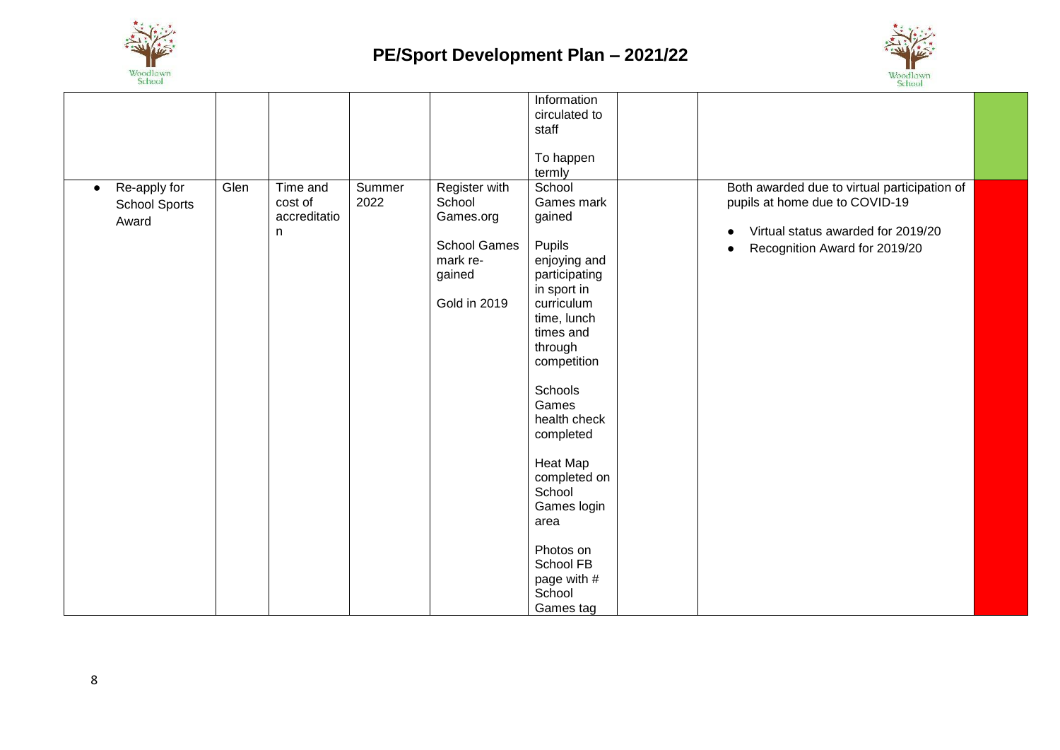# PE/Sport Development Plan – 2021/22

| | | | | | | | | |
|---|---|---|---|---|---|---|---|---|
| | | | | | Information circulated to staff<br><br>To happen termly | | | |
| • Re-apply for School Sports Award | Glen | Time and cost of accreditation | Summer 2022 | Register with School Games.org<br><br>School Games mark re-gained<br><br>Gold in 2019 | School Games mark gained<br><br>Pupils enjoying and participating in sport in curriculum time, lunch times and through competition<br><br>Schools Games health check completed<br><br>Heat Map completed on School Games login area<br><br>Photos on School FB page with # School Games tag | | Both awarded due to virtual participation of pupils at home due to COVID-19<br><br>• Virtual status awarded for 2019/20<br>• Recognition Award for 2019/20 | |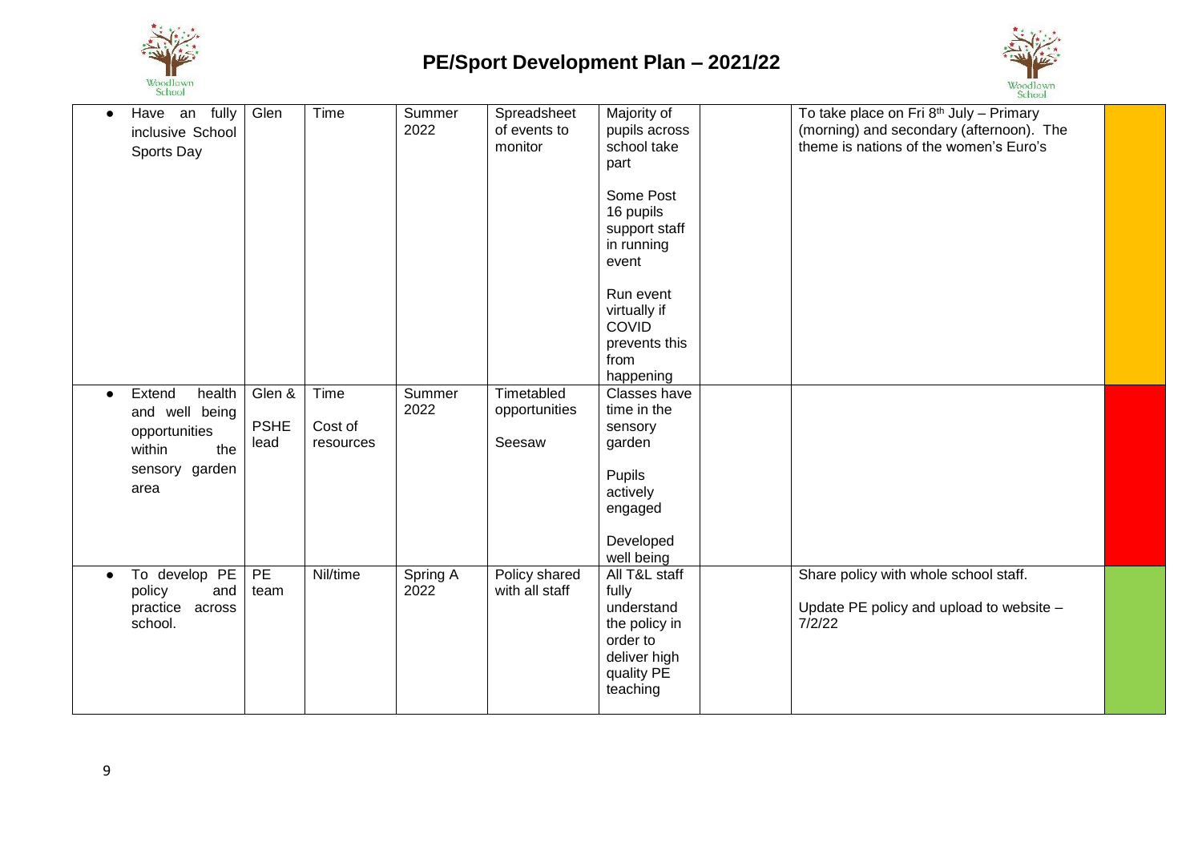# PE/Sport Development Plan – 2021/22

| | | | | | | | | |
|---|---|---|---|---|---|---|---|---|
| • Have an fully inclusive School Sports Day | Glen | Time | Summer 2022 | Spreadsheet of events to monitor | Majority of pupils across school take part<br><br>Some Post 16 pupils support staff in running event<br><br>Run event virtually if COVID prevents this from happening | | To take place on Fri 8th July – Primary (morning) and secondary (afternoon). The theme is nations of the women's Euro's | |
| • Extend health and well being opportunities within the sensory garden area | Glen & PSHE lead | Time<br><br>Cost of resources | Summer 2022 | Timetabled opportunities<br><br>Seesaw | Classes have time in the sensory garden<br><br>Pupils actively engaged<br><br>Developed well being | | | |
| • To develop PE policy and practice across school. | PE team | Nil/time | Spring A 2022 | Policy shared with all staff | All T&L staff fully understand the policy in order to deliver high quality PE teaching | | Share policy with whole school staff.<br><br>Update PE policy and upload to website – 7/2/22 | |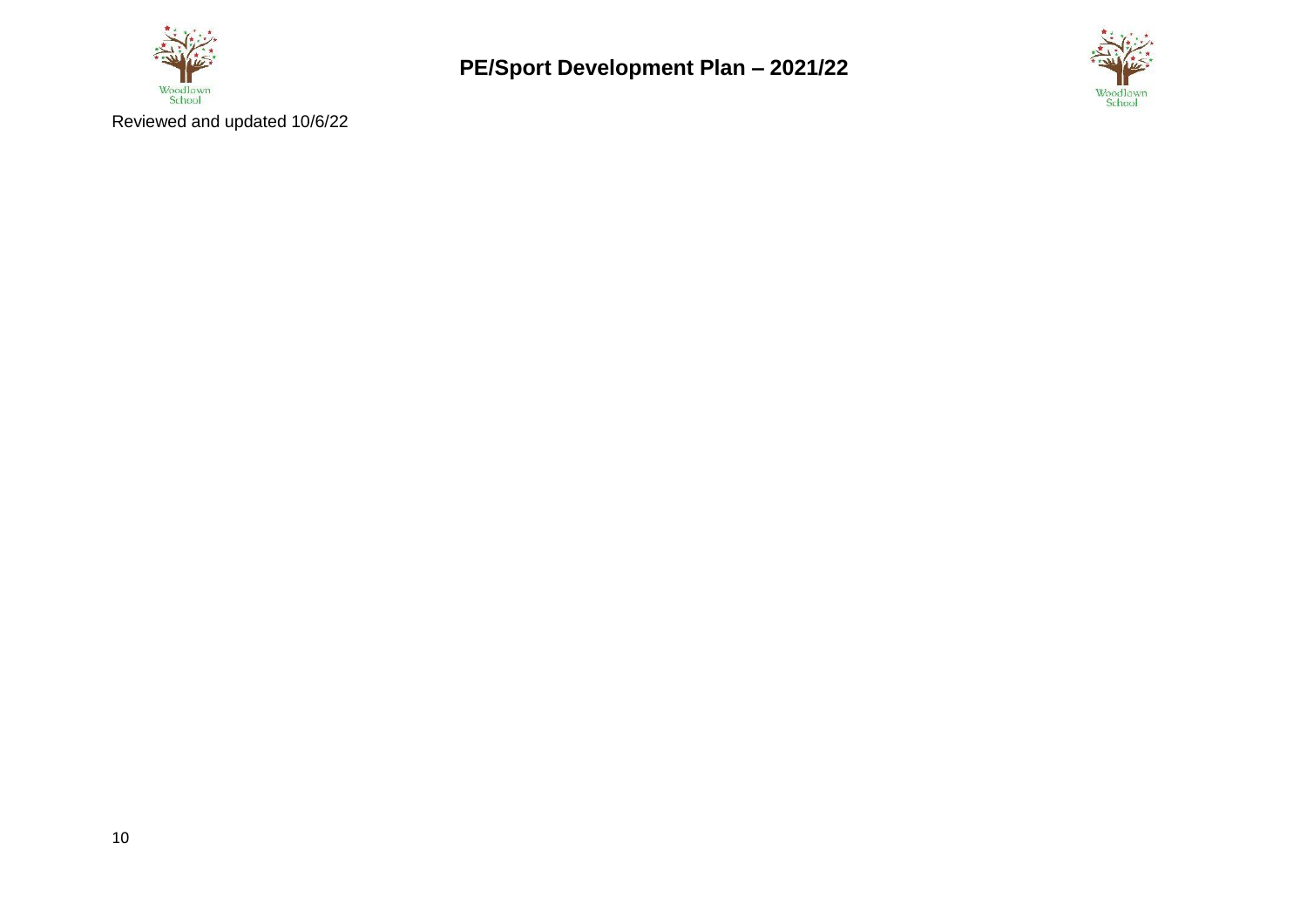**PE/Sport Development Plan – 2021/22**

Reviewed and updated 10/6/22